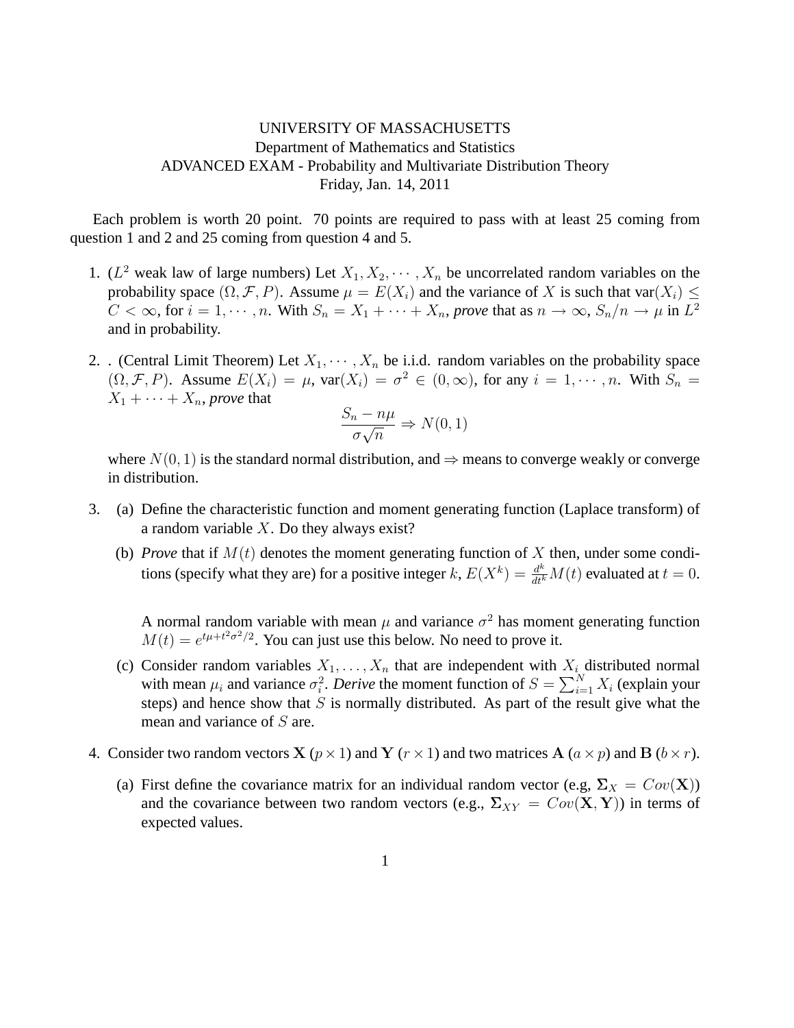UNIVERSITY OF MASSACHUSETTS
Department of Mathematics and Statistics
ADVANCED EXAM - Probability and Multivariate Distribution Theory
Friday, Jan. 14, 2011

Each problem is worth 20 point. 70 points are required to pass with at least 25 coming from question 1 and 2 and 25 coming from question 4 and 5.

1. ($L^2$ weak law of large numbers) Let $X_1, X_2, \cdots, X_n$ be uncorrelated random variables on the probability space $(\Omega, \mathcal{F}, P)$. Assume $\mu = E(X_i)$ and the variance of $X$ is such that $\text{var}(X_i) \leq C < \infty$, for $i = 1, \cdots, n$. With $S_n = X_1 + \cdots + X_n$, ***prove*** that as $n \to \infty$, $S_n/n \to \mu$ in $L^2$ and in probability.

2. . (Central Limit Theorem) Let $X_1, \cdots, X_n$ be i.i.d. random variables on the probability space $(\Omega, \mathcal{F}, P)$. Assume $E(X_i) = \mu$, $\text{var}(X_i) = \sigma^2 \in (0, \infty)$, for any $i = 1, \cdots, n$. With $S_n = X_1 + \cdots + X_n$, ***prove*** that

$$\frac{S_n - n\mu}{\sigma\sqrt{n}} \Rightarrow N(0,1)$$

where $N(0,1)$ is the standard normal distribution, and $\Rightarrow$ means to converge weakly or converge in distribution.

3. (a) Define the characteristic function and moment generating function (Laplace transform) of a random variable $X$. Do they always exist?

   (b) ***Prove*** that if $M(t)$ denotes the moment generating function of $X$ then, under some conditions (specify what they are) for a positive integer $k$, $E(X^k) = \frac{d^k}{dt^k}M(t)$ evaluated at $t = 0$.

   A normal random variable with mean $\mu$ and variance $\sigma^2$ has moment generating function $M(t) = e^{t\mu + t^2\sigma^2/2}$. You can just use this below. No need to prove it.

   (c) Consider random variables $X_1, \ldots, X_n$ that are independent with $X_i$ distributed normal with mean $\mu_i$ and variance $\sigma_i^2$. ***Derive*** the moment function of $S = \sum_{i=1}^N X_i$ (explain your steps) and hence show that $S$ is normally distributed. As part of the result give what the mean and variance of $S$ are.

4. Consider two random vectors $\mathbf{X}$ ($p \times 1$) and $\mathbf{Y}$ ($r \times 1$) and two matrices $\mathbf{A}$ ($a \times p$) and $\mathbf{B}$ ($b \times r$).

   (a) First define the covariance matrix for an individual random vector (e.g, $\mathbf{\Sigma}_X = Cov(\mathbf{X})$) and the covariance between two random vectors (e.g., $\mathbf{\Sigma}_{XY} = Cov(\mathbf{X}, \mathbf{Y})$) in terms of expected values.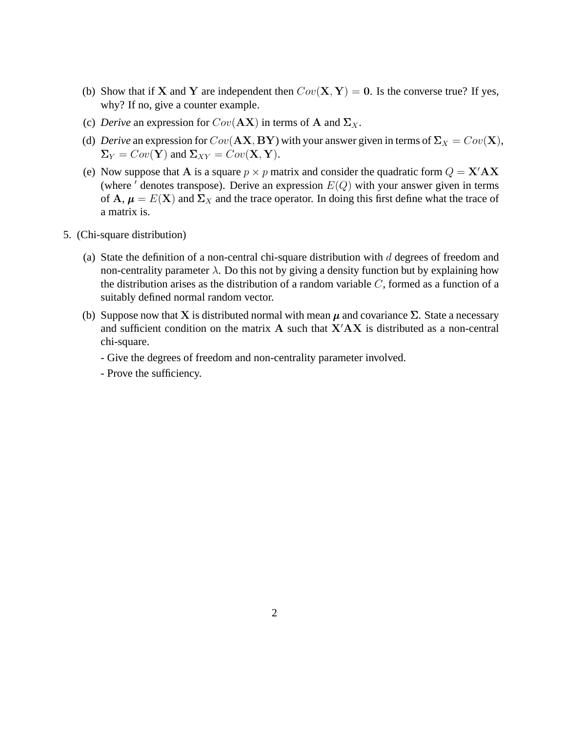(b) Show that if $\mathbf{X}$ and $\mathbf{Y}$ are independent then $Cov(\mathbf{X}, \mathbf{Y}) = \mathbf{0}$. Is the converse true? If yes, why? If no, give a counter example.

(c) *Derive* an expression for $Cov(\mathbf{AX})$ in terms of $\mathbf{A}$ and $\mathbf{\Sigma}_X$.

(d) *Derive* an expression for $Cov(\mathbf{AX}, \mathbf{BY})$ with your answer given in terms of $\mathbf{\Sigma}_X = Cov(\mathbf{X})$, $\mathbf{\Sigma}_Y = Cov(\mathbf{Y})$ and $\mathbf{\Sigma}_{XY} = Cov(\mathbf{X}, \mathbf{Y})$.

(e) Now suppose that $\mathbf{A}$ is a square $p \times p$ matrix and consider the quadratic form $Q = \mathbf{X}'\mathbf{AX}$ (where $'$ denotes transpose). Derive an expression $E(Q)$ with your answer given in terms of $\mathbf{A}$, $\boldsymbol{\mu} = E(\mathbf{X})$ and $\mathbf{\Sigma}_X$ and the trace operator. In doing this first define what the trace of a matrix is.

5. (Chi-square distribution)

   (a) State the definition of a non-central chi-square distribution with $d$ degrees of freedom and non-centrality parameter $\lambda$. Do this not by giving a density function but by explaining how the distribution arises as the distribution of a random variable $C$, formed as a function of a suitably defined normal random vector.

   (b) Suppose now that $\mathbf{X}$ is distributed normal with mean $\boldsymbol{\mu}$ and covariance $\mathbf{\Sigma}$. State a necessary and sufficient condition on the matrix $\mathbf{A}$ such that $\mathbf{X}'\mathbf{AX}$ is distributed as a non-central chi-square.

   - Give the degrees of freedom and non-centrality parameter involved.

   - Prove the sufficiency.